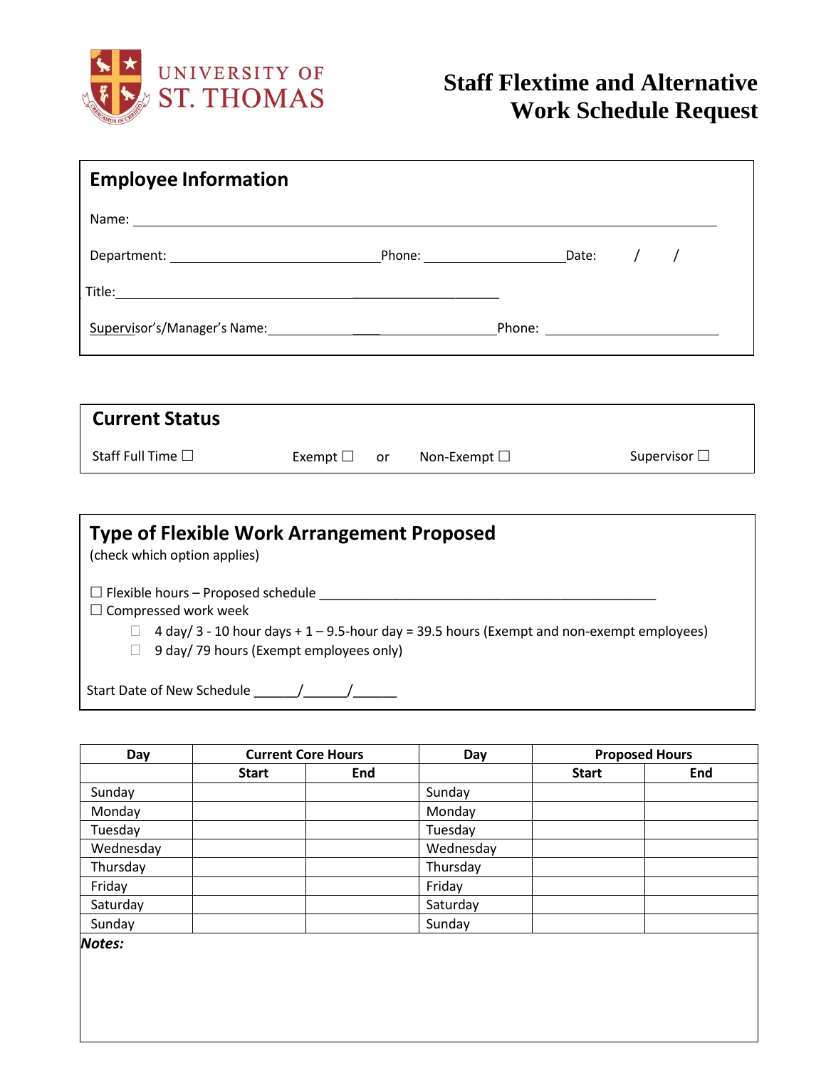UNIVERSITY OF ST. THOMAS

# Staff Flextime and Alternative Work Schedule Request

## Employee Information

Name: ____________________________________________________________

Department: ______________________________ Phone: ____________________ Date: / /

Title: ____________________________________________________

Supervisor's/Manager's Name: ______________________________________ Phone: ________________________

## Current Status

Staff Full Time ☐ Exempt ☐ or Non-Exempt ☐ Supervisor ☐

## Type of Flexible Work Arrangement Proposed

(check which option applies)

☐ Flexible hours – Proposed schedule ________________________________________________

☐ Compressed work week

- ☐ 4 day/ 3 - 10 hour days + 1 – 9.5-hour day = 39.5 hours (Exempt and non-exempt employees)
- ☐ 9 day/ 79 hours (Exempt employees only)

Start Date of New Schedule ______/______/______

| Day | Current Core Hours | | Day | Proposed Hours | |
|---|---|---|---|---|---|
| | Start | End | | Start | End |
| Sunday | | | Sunday | | |
| Monday | | | Monday | | |
| Tuesday | | | Tuesday | | |
| Wednesday | | | Wednesday | | |
| Thursday | | | Thursday | | |
| Friday | | | Friday | | |
| Saturday | | | Saturday | | |
| Sunday | | | Sunday | | |

***Notes:***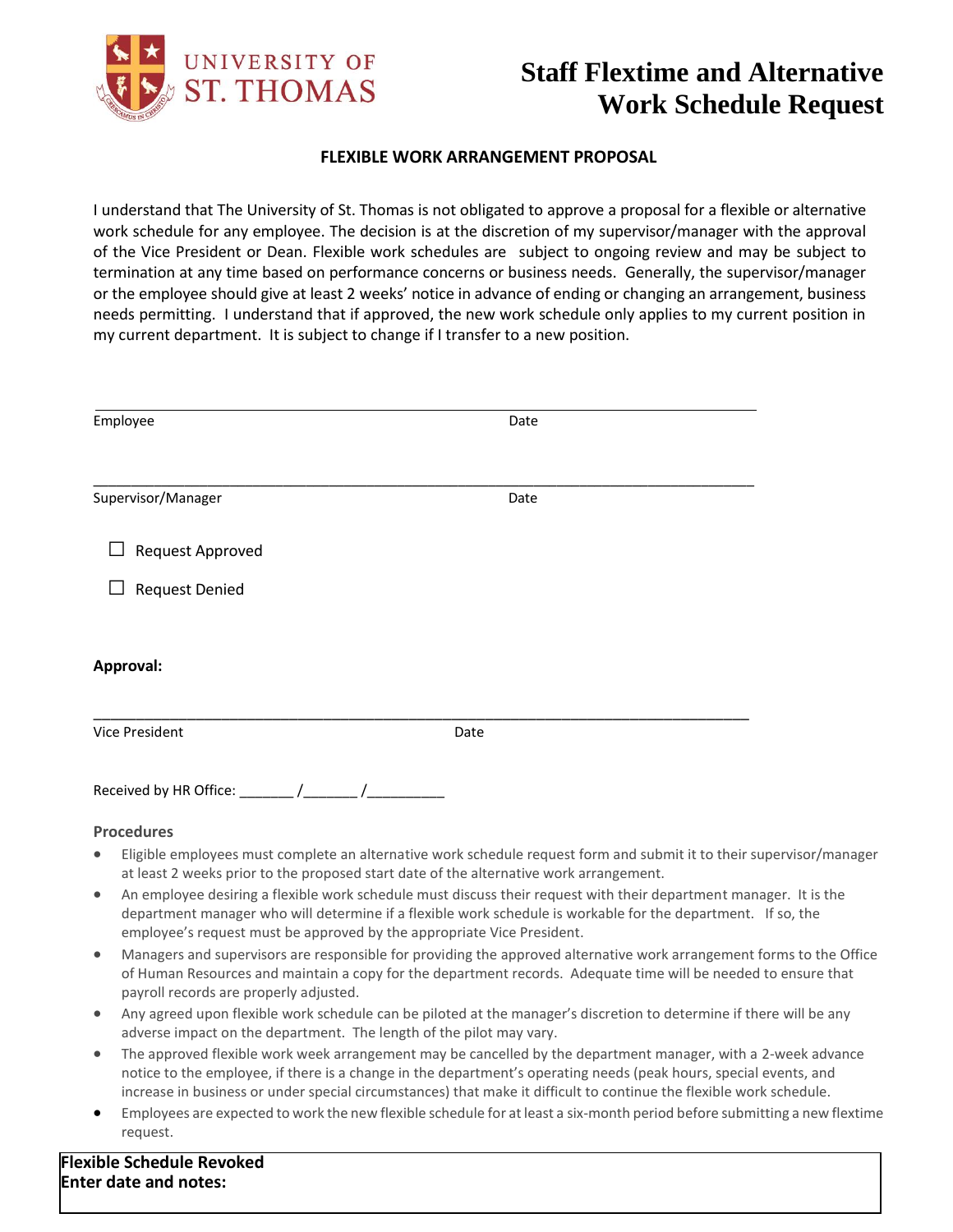UNIVERSITY OF ST. THOMAS

# Staff Flextime and Alternative Work Schedule Request

## FLEXIBLE WORK ARRANGEMENT PROPOSAL

I understand that The University of St. Thomas is not obligated to approve a proposal for a flexible or alternative work schedule for any employee. The decision is at the discretion of my supervisor/manager with the approval of the Vice President or Dean. Flexible work schedules are subject to ongoing review and may be subject to termination at any time based on performance concerns or business needs. Generally, the supervisor/manager or the employee should give at least 2 weeks' notice in advance of ending or changing an arrangement, business needs permitting. I understand that if approved, the new work schedule only applies to my current position in my current department. It is subject to change if I transfer to a new position.

______________________________________________________________________________

Employee Date

______________________________________________________________________________

Supervisor/Manager Date

☐ Request Approved

☐ Request Denied

**Approval:**

______________________________________________________________________________

Vice President Date

Received by HR Office: _______ /_______ /__________

### Procedures

- Eligible employees must complete an alternative work schedule request form and submit it to their supervisor/manager at least 2 weeks prior to the proposed start date of the alternative work arrangement.
- An employee desiring a flexible work schedule must discuss their request with their department manager. It is the department manager who will determine if a flexible work schedule is workable for the department. If so, the employee's request must be approved by the appropriate Vice President.
- Managers and supervisors are responsible for providing the approved alternative work arrangement forms to the Office of Human Resources and maintain a copy for the department records. Adequate time will be needed to ensure that payroll records are properly adjusted.
- Any agreed upon flexible work schedule can be piloted at the manager's discretion to determine if there will be any adverse impact on the department. The length of the pilot may vary.
- The approved flexible work week arrangement may be cancelled by the department manager, with a 2-week advance notice to the employee, if there is a change in the department's operating needs (peak hours, special events, and increase in business or under special circumstances) that make it difficult to continue the flexible work schedule.
- Employees are expected to work the new flexible schedule for at least a six-month period before submitting a new flextime request.

**Flexible Schedule Revoked**
**Enter date and notes:**